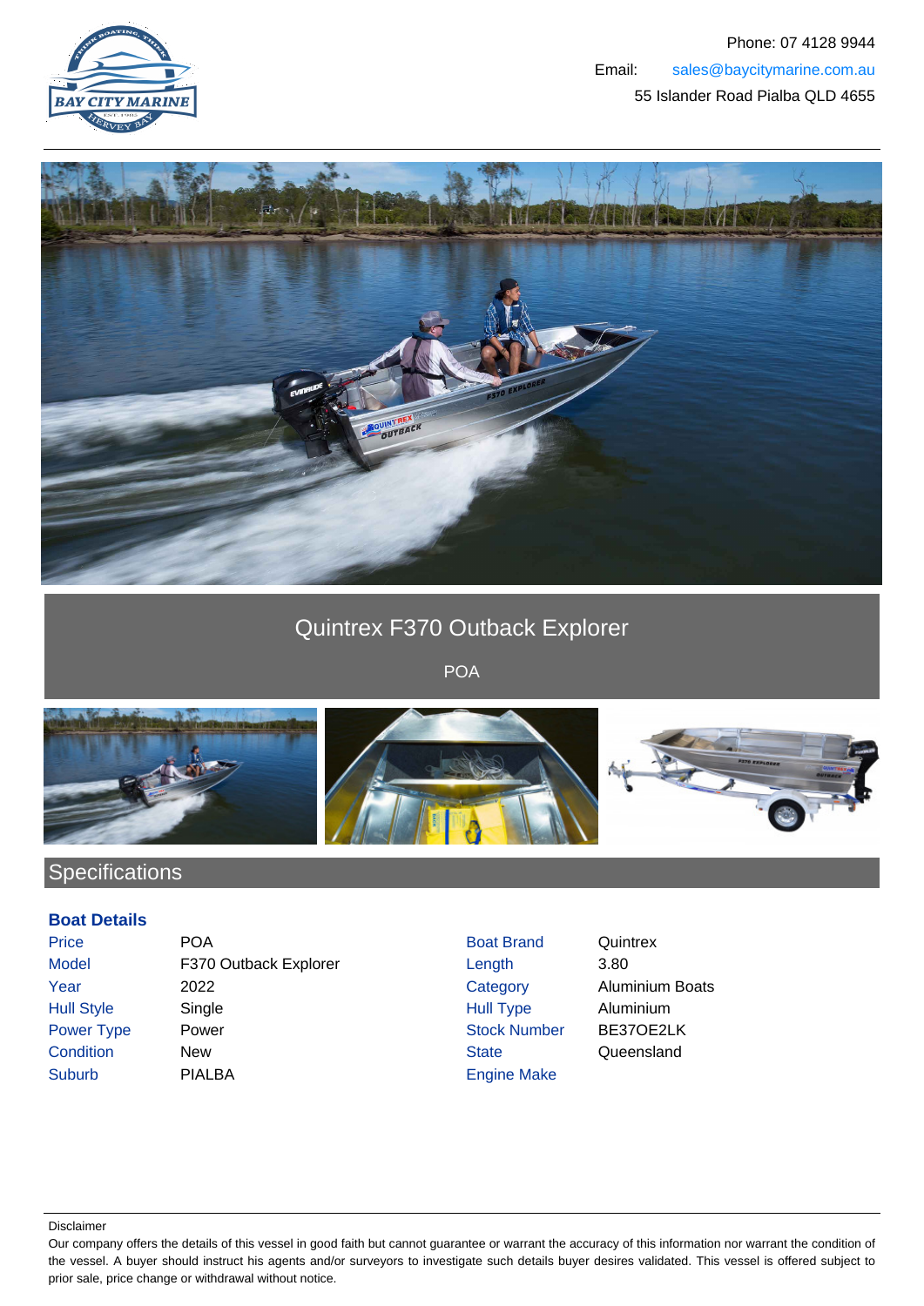Phone: 07 4128 9944

Email: sales@baycitymarine.com.au

55 Islander Road Pialba QLD 4655

# Quintrex F370 Outback Explorer

POA

## Specifications

### Boat Details

| | | | |
|---|---|---|---|
| Price | POA | Boat Brand | Quintrex |
| Model | F370 Outback Explorer | Length | 3.80 |
| Year | 2022 | Category | Aluminium Boats |
| Hull Style | Single | Hull Type | Aluminium |
| Power Type | Power | Stock Number | BE37OE2LK |
| Condition | New | State | Queensland |
| Suburb | PIALBA | Engine Make | |

Disclaimer

Our company offers the details of this vessel in good faith but cannot guarantee or warrant the accuracy of this information nor warrant the condition of the vessel. A buyer should instruct his agents and/or surveyors to investigate such details buyer desires validated. This vessel is offered subject to prior sale, price change or withdrawal without notice.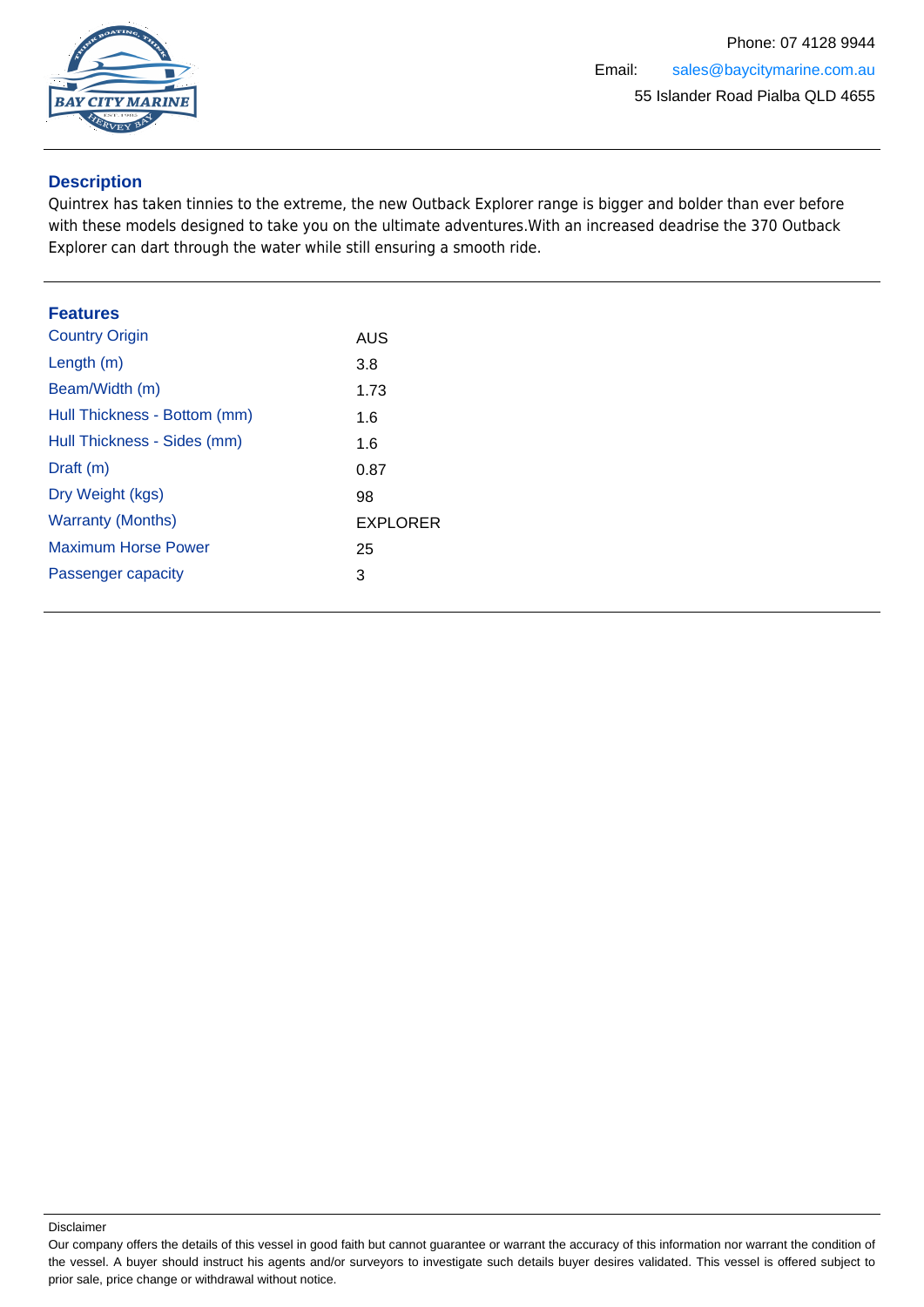Phone: 07 4128 9944

Email: sales@baycitymarine.com.au

55 Islander Road Pialba QLD 4655

## Description

Quintrex has taken tinnies to the extreme, the new Outback Explorer range is bigger and bolder than ever before with these models designed to take you on the ultimate adventures.With an increased deadrise the 370 Outback Explorer can dart through the water while still ensuring a smooth ride.

## Features

| | |
|---|---|
| Country Origin | AUS |
| Length (m) | 3.8 |
| Beam/Width (m) | 1.73 |
| Hull Thickness - Bottom (mm) | 1.6 |
| Hull Thickness - Sides (mm) | 1.6 |
| Draft (m) | 0.87 |
| Dry Weight (kgs) | 98 |
| Warranty (Months) | EXPLORER |
| Maximum Horse Power | 25 |
| Passenger capacity | 3 |

Disclaimer

Our company offers the details of this vessel in good faith but cannot guarantee or warrant the accuracy of this information nor warrant the condition of the vessel. A buyer should instruct his agents and/or surveyors to investigate such details buyer desires validated. This vessel is offered subject to prior sale, price change or withdrawal without notice.